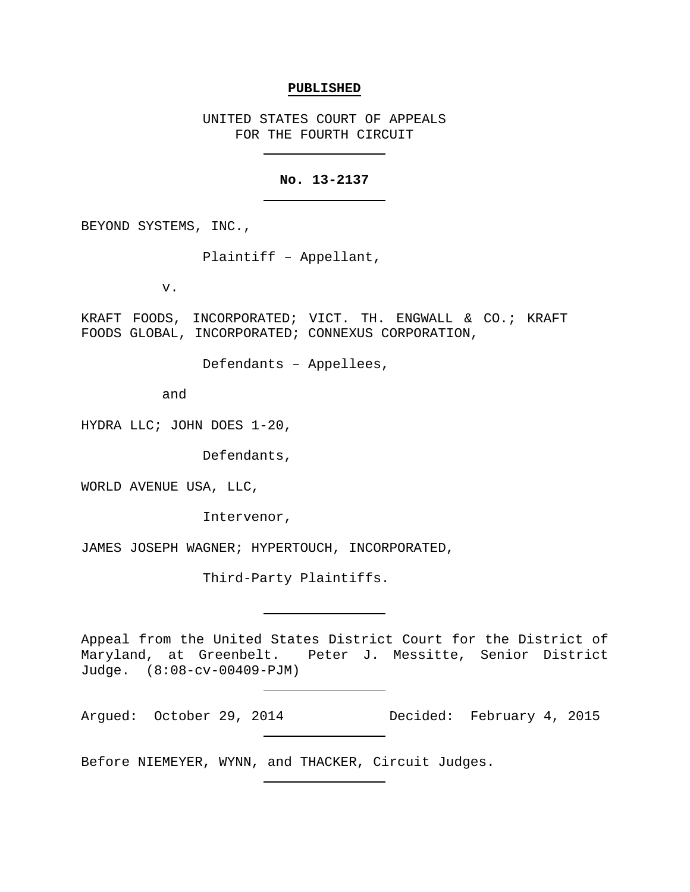**PUBLISHED**

UNITED STATES COURT OF APPEALS
FOR THE FOURTH CIRCUIT

---

**No. 13-2137**

---

BEYOND SYSTEMS, INC.,

Plaintiff – Appellant,

v.

KRAFT FOODS, INCORPORATED; VICT. TH. ENGWALL & CO.; KRAFT FOODS GLOBAL, INCORPORATED; CONNEXUS CORPORATION,

Defendants – Appellees,

and

HYDRA LLC; JOHN DOES 1-20,

Defendants,

WORLD AVENUE USA, LLC,

Intervenor,

JAMES JOSEPH WAGNER; HYPERTOUCH, INCORPORATED,

Third-Party Plaintiffs.

---

Appeal from the United States District Court for the District of Maryland, at Greenbelt. Peter J. Messitte, Senior District Judge. (8:08-cv-00409-PJM)

---

Argued: October 29, 2014 Decided: February 4, 2015

---

Before NIEMEYER, WYNN, and THACKER, Circuit Judges.

---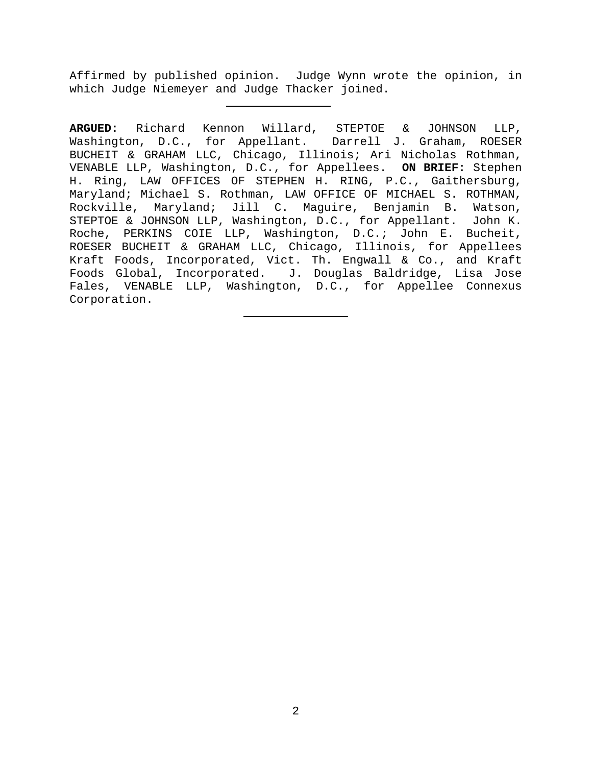Affirmed by published opinion. Judge Wynn wrote the opinion, in which Judge Niemeyer and Judge Thacker joined.

---

**ARGUED:** Richard Kennon Willard, STEPTOE & JOHNSON LLP, Washington, D.C., for Appellant. Darrell J. Graham, ROESER BUCHEIT & GRAHAM LLC, Chicago, Illinois; Ari Nicholas Rothman, VENABLE LLP, Washington, D.C., for Appellees. **ON BRIEF:** Stephen H. Ring, LAW OFFICES OF STEPHEN H. RING, P.C., Gaithersburg, Maryland; Michael S. Rothman, LAW OFFICE OF MICHAEL S. ROTHMAN, Rockville, Maryland; Jill C. Maguire, Benjamin B. Watson, STEPTOE & JOHNSON LLP, Washington, D.C., for Appellant. John K. Roche, PERKINS COIE LLP, Washington, D.C.; John E. Bucheit, ROESER BUCHEIT & GRAHAM LLC, Chicago, Illinois, for Appellees Kraft Foods, Incorporated, Vict. Th. Engwall & Co., and Kraft Foods Global, Incorporated. J. Douglas Baldridge, Lisa Jose Fales, VENABLE LLP, Washington, D.C., for Appellee Connexus Corporation.

---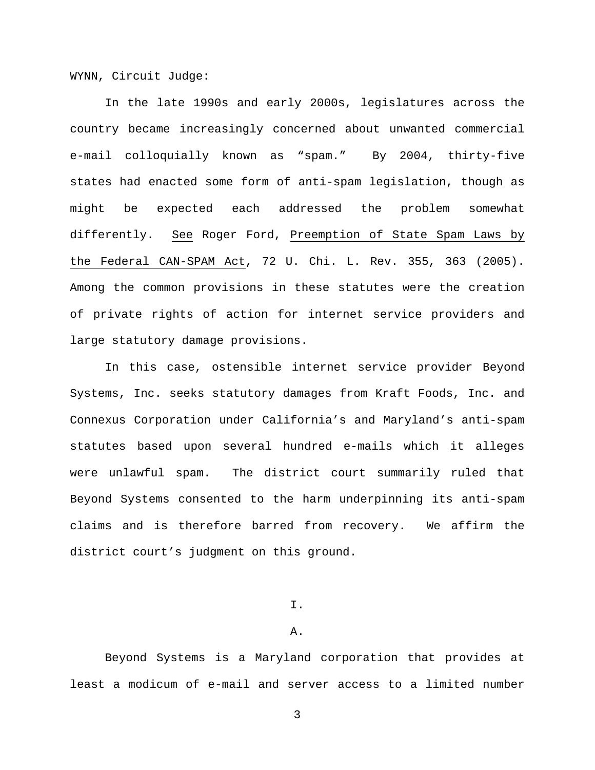WYNN, Circuit Judge:

In the late 1990s and early 2000s, legislatures across the country became increasingly concerned about unwanted commercial e-mail colloquially known as "spam." By 2004, thirty-five states had enacted some form of anti-spam legislation, though as might be expected each addressed the problem somewhat differently. See Roger Ford, Preemption of State Spam Laws by the Federal CAN-SPAM Act, 72 U. Chi. L. Rev. 355, 363 (2005). Among the common provisions in these statutes were the creation of private rights of action for internet service providers and large statutory damage provisions.

In this case, ostensible internet service provider Beyond Systems, Inc. seeks statutory damages from Kraft Foods, Inc. and Connexus Corporation under California's and Maryland's anti-spam statutes based upon several hundred e-mails which it alleges were unlawful spam. The district court summarily ruled that Beyond Systems consented to the harm underpinning its anti-spam claims and is therefore barred from recovery. We affirm the district court's judgment on this ground.

I.

A.

Beyond Systems is a Maryland corporation that provides at least a modicum of e-mail and server access to a limited number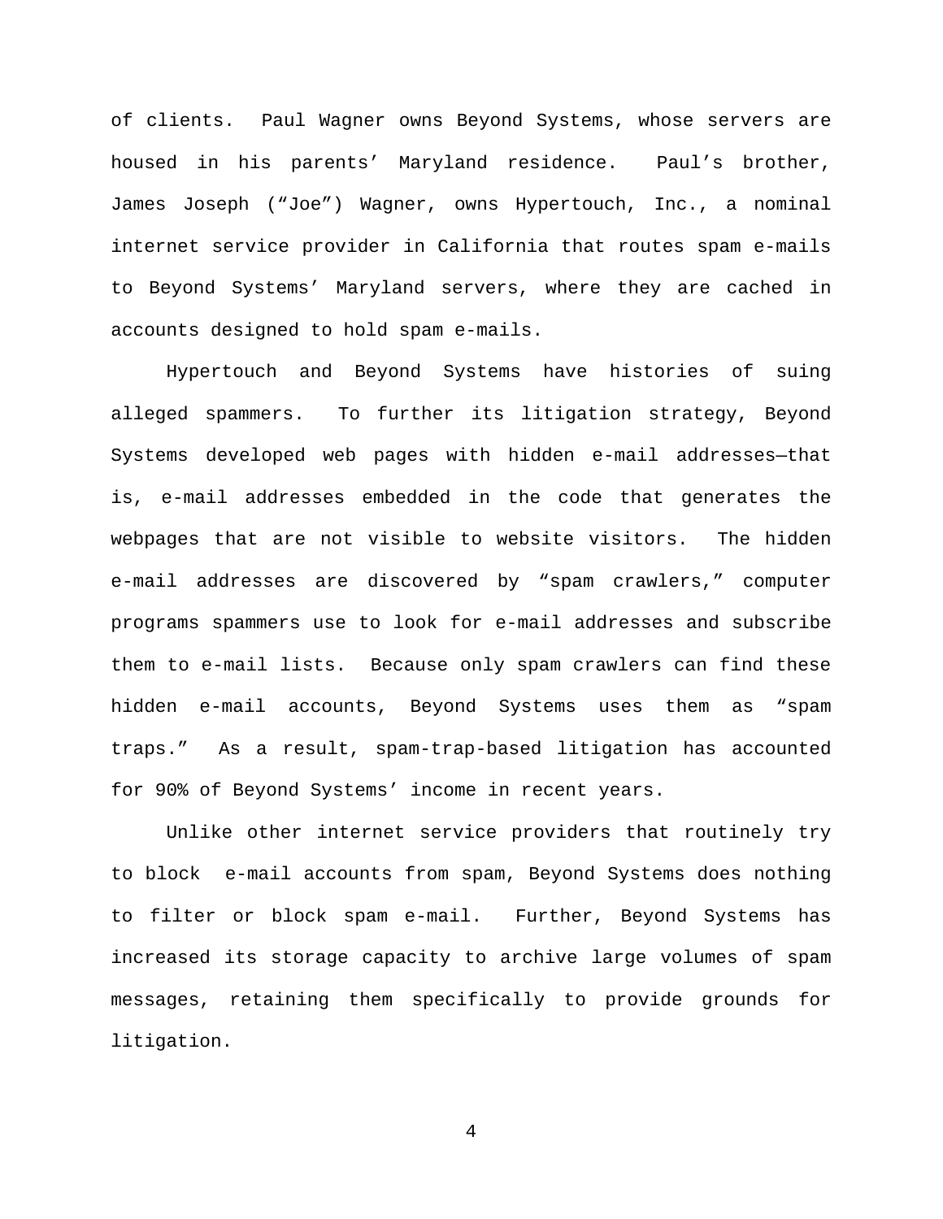of clients. Paul Wagner owns Beyond Systems, whose servers are housed in his parents' Maryland residence. Paul's brother, James Joseph ("Joe") Wagner, owns Hypertouch, Inc., a nominal internet service provider in California that routes spam e-mails to Beyond Systems' Maryland servers, where they are cached in accounts designed to hold spam e-mails.

Hypertouch and Beyond Systems have histories of suing alleged spammers. To further its litigation strategy, Beyond Systems developed web pages with hidden e-mail addresses—that is, e-mail addresses embedded in the code that generates the webpages that are not visible to website visitors. The hidden e-mail addresses are discovered by "spam crawlers," computer programs spammers use to look for e-mail addresses and subscribe them to e-mail lists. Because only spam crawlers can find these hidden e-mail accounts, Beyond Systems uses them as "spam traps." As a result, spam-trap-based litigation has accounted for 90% of Beyond Systems' income in recent years.

Unlike other internet service providers that routinely try to block e-mail accounts from spam, Beyond Systems does nothing to filter or block spam e-mail. Further, Beyond Systems has increased its storage capacity to archive large volumes of spam messages, retaining them specifically to provide grounds for litigation.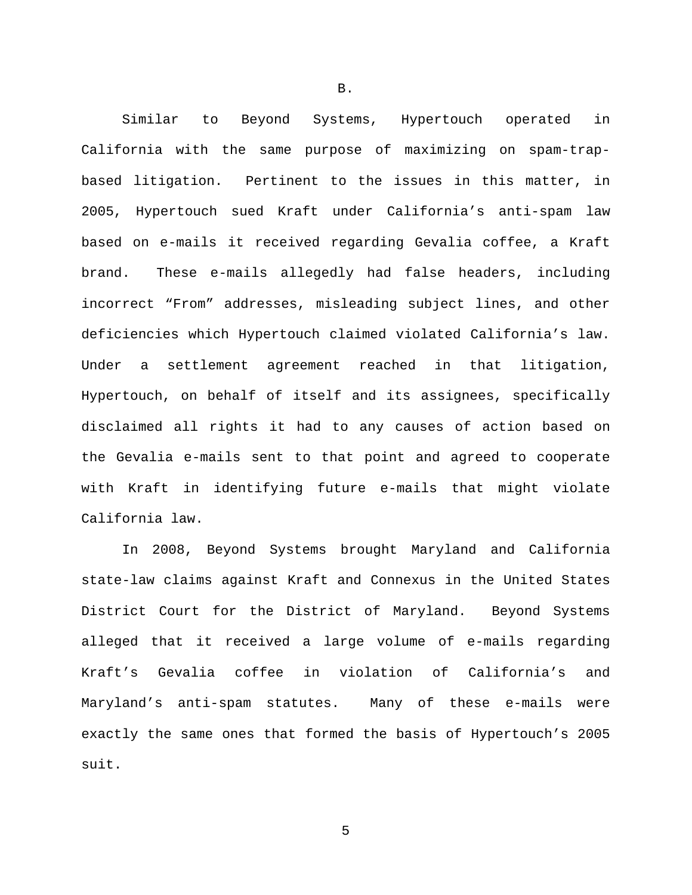B.

Similar to Beyond Systems, Hypertouch operated in California with the same purpose of maximizing on spam-trap-based litigation. Pertinent to the issues in this matter, in 2005, Hypertouch sued Kraft under California's anti-spam law based on e-mails it received regarding Gevalia coffee, a Kraft brand. These e-mails allegedly had false headers, including incorrect "From" addresses, misleading subject lines, and other deficiencies which Hypertouch claimed violated California's law. Under a settlement agreement reached in that litigation, Hypertouch, on behalf of itself and its assignees, specifically disclaimed all rights it had to any causes of action based on the Gevalia e-mails sent to that point and agreed to cooperate with Kraft in identifying future e-mails that might violate California law.

In 2008, Beyond Systems brought Maryland and California state-law claims against Kraft and Connexus in the United States District Court for the District of Maryland. Beyond Systems alleged that it received a large volume of e-mails regarding Kraft's Gevalia coffee in violation of California's and Maryland's anti-spam statutes. Many of these e-mails were exactly the same ones that formed the basis of Hypertouch's 2005 suit.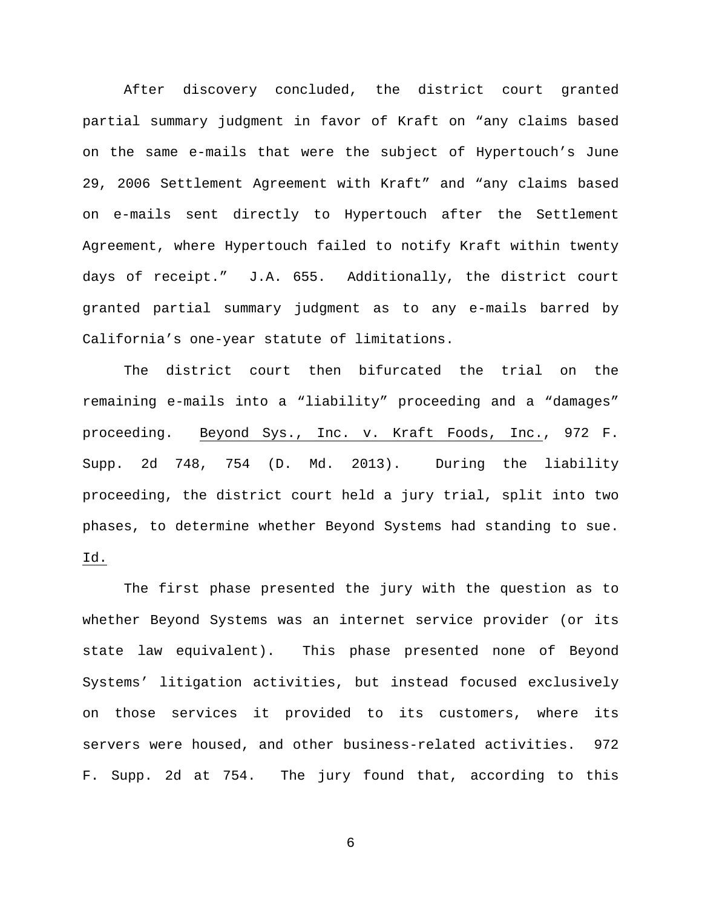After discovery concluded, the district court granted partial summary judgment in favor of Kraft on "any claims based on the same e-mails that were the subject of Hypertouch's June 29, 2006 Settlement Agreement with Kraft" and "any claims based on e-mails sent directly to Hypertouch after the Settlement Agreement, where Hypertouch failed to notify Kraft within twenty days of receipt." J.A. 655. Additionally, the district court granted partial summary judgment as to any e-mails barred by California's one-year statute of limitations.

The district court then bifurcated the trial on the remaining e-mails into a "liability" proceeding and a "damages" proceeding. Beyond Sys., Inc. v. Kraft Foods, Inc., 972 F. Supp. 2d 748, 754 (D. Md. 2013). During the liability proceeding, the district court held a jury trial, split into two phases, to determine whether Beyond Systems had standing to sue. Id.

The first phase presented the jury with the question as to whether Beyond Systems was an internet service provider (or its state law equivalent). This phase presented none of Beyond Systems' litigation activities, but instead focused exclusively on those services it provided to its customers, where its servers were housed, and other business-related activities. 972 F. Supp. 2d at 754. The jury found that, according to this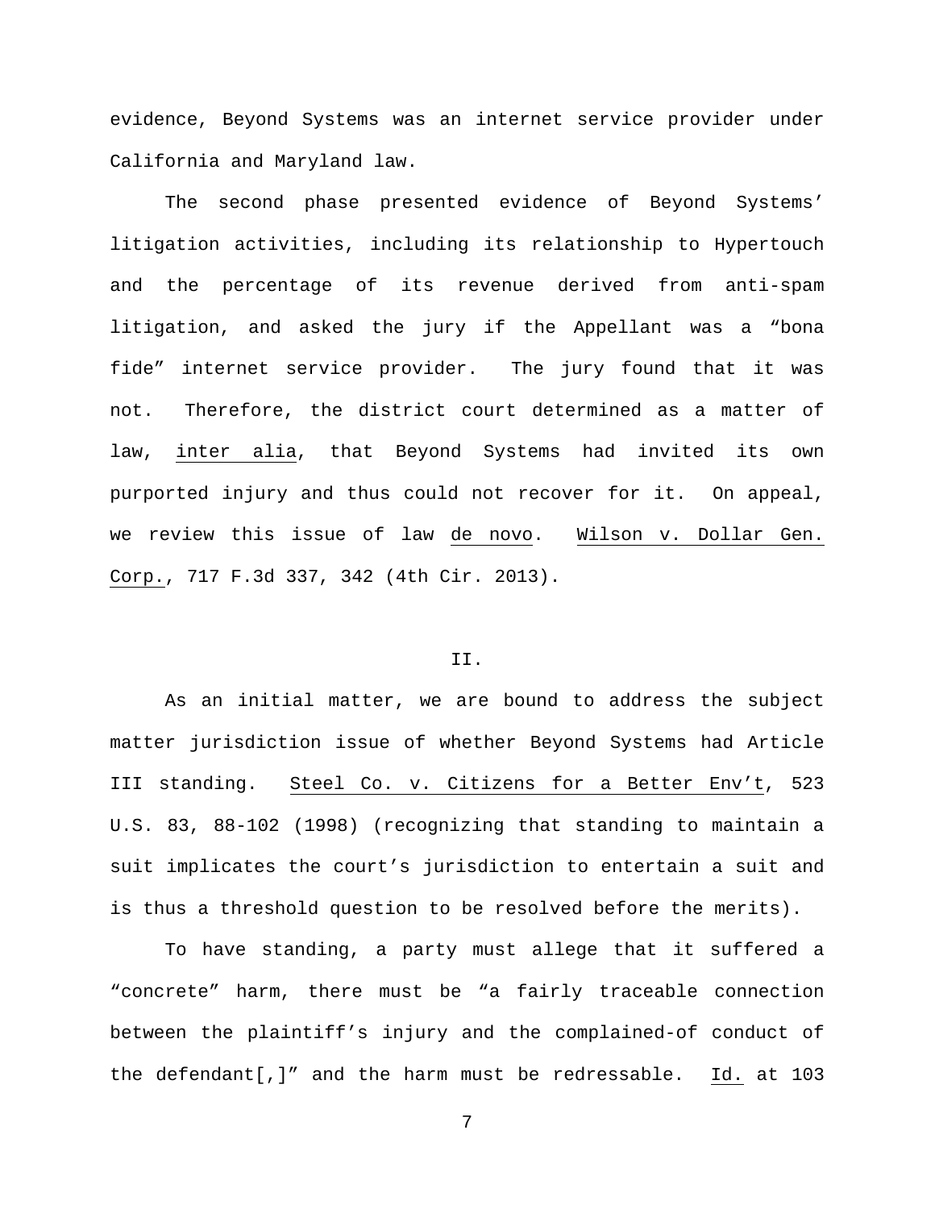evidence, Beyond Systems was an internet service provider under California and Maryland law.

The second phase presented evidence of Beyond Systems' litigation activities, including its relationship to Hypertouch and the percentage of its revenue derived from anti-spam litigation, and asked the jury if the Appellant was a "bona fide" internet service provider. The jury found that it was not. Therefore, the district court determined as a matter of law, inter alia, that Beyond Systems had invited its own purported injury and thus could not recover for it. On appeal, we review this issue of law de novo. Wilson v. Dollar Gen. Corp., 717 F.3d 337, 342 (4th Cir. 2013).

## II.

As an initial matter, we are bound to address the subject matter jurisdiction issue of whether Beyond Systems had Article III standing. Steel Co. v. Citizens for a Better Env't, 523 U.S. 83, 88-102 (1998) (recognizing that standing to maintain a suit implicates the court's jurisdiction to entertain a suit and is thus a threshold question to be resolved before the merits).

To have standing, a party must allege that it suffered a "concrete" harm, there must be "a fairly traceable connection between the plaintiff's injury and the complained-of conduct of the defendant[,]" and the harm must be redressable. Id. at 103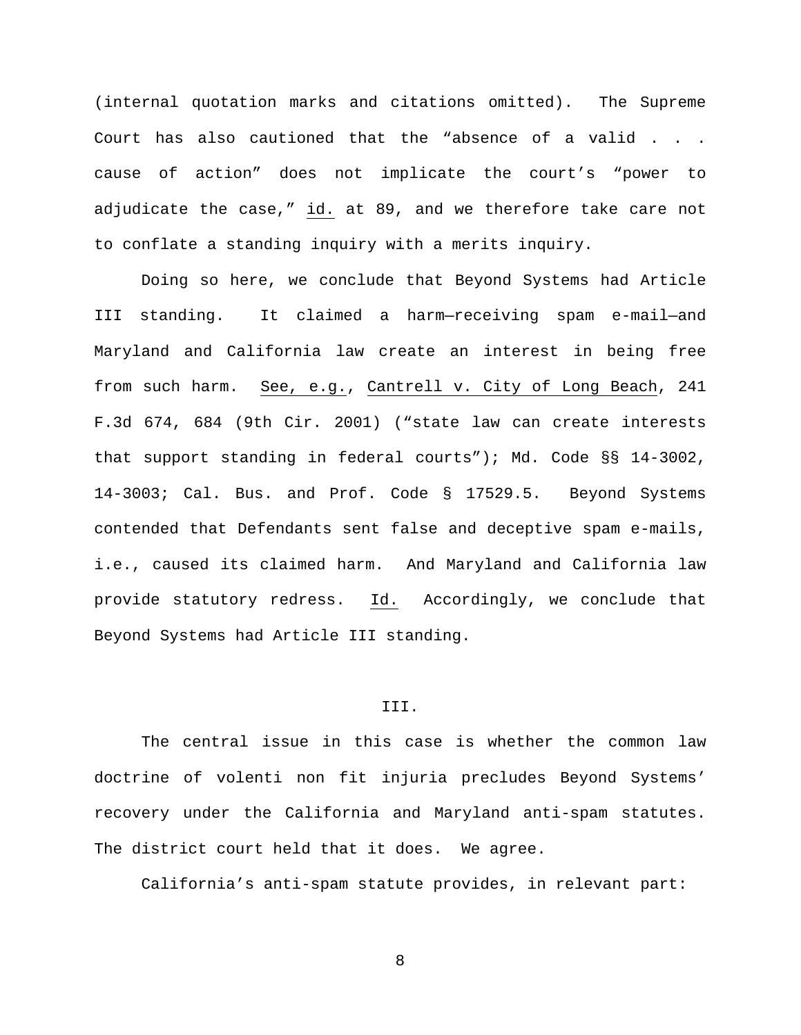(internal quotation marks and citations omitted). The Supreme Court has also cautioned that the "absence of a valid . . . cause of action" does not implicate the court's "power to adjudicate the case," id. at 89, and we therefore take care not to conflate a standing inquiry with a merits inquiry.

Doing so here, we conclude that Beyond Systems had Article III standing. It claimed a harm—receiving spam e-mail—and Maryland and California law create an interest in being free from such harm. See, e.g., Cantrell v. City of Long Beach, 241 F.3d 674, 684 (9th Cir. 2001) ("state law can create interests that support standing in federal courts"); Md. Code §§ 14-3002, 14-3003; Cal. Bus. and Prof. Code § 17529.5. Beyond Systems contended that Defendants sent false and deceptive spam e-mails, i.e., caused its claimed harm. And Maryland and California law provide statutory redress. Id. Accordingly, we conclude that Beyond Systems had Article III standing.

## III.

The central issue in this case is whether the common law doctrine of volenti non fit injuria precludes Beyond Systems' recovery under the California and Maryland anti-spam statutes. The district court held that it does. We agree.

California's anti-spam statute provides, in relevant part: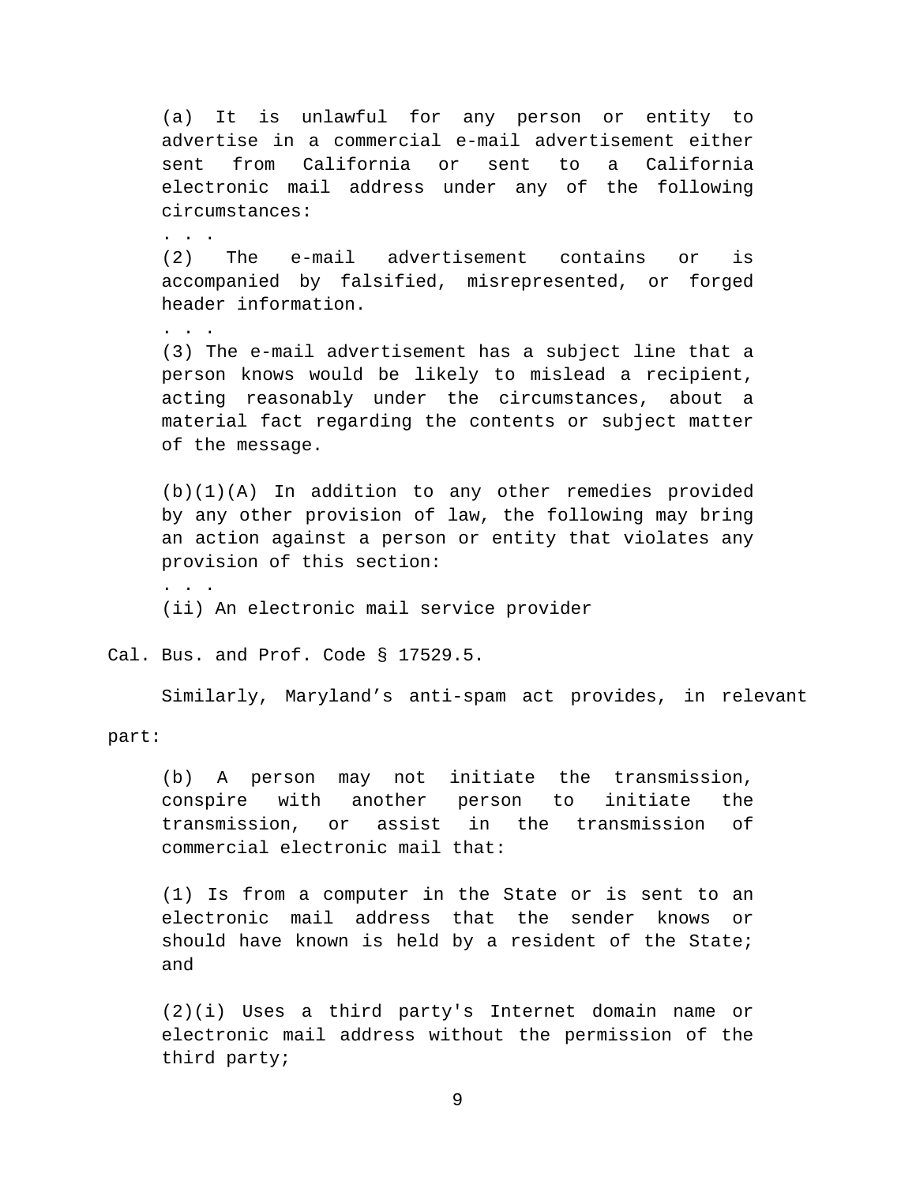> (a) It is unlawful for any person or entity to advertise in a commercial e-mail advertisement either sent from California or sent to a California electronic mail address under any of the following circumstances:
>
> . . .
>
> (2) The e-mail advertisement contains or is accompanied by falsified, misrepresented, or forged header information.
>
> . . .
>
> (3) The e-mail advertisement has a subject line that a person knows would be likely to mislead a recipient, acting reasonably under the circumstances, about a material fact regarding the contents or subject matter of the message.
>
> (b)(1)(A) In addition to any other remedies provided by any other provision of law, the following may bring an action against a person or entity that violates any provision of this section:
>
> . . .
>
> (ii) An electronic mail service provider

Cal. Bus. and Prof. Code § 17529.5.

Similarly, Maryland's anti-spam act provides, in relevant part:

> (b) A person may not initiate the transmission, conspire with another person to initiate the transmission, or assist in the transmission of commercial electronic mail that:
>
> (1) Is from a computer in the State or is sent to an electronic mail address that the sender knows or should have known is held by a resident of the State; and
>
> (2)(i) Uses a third party's Internet domain name or electronic mail address without the permission of the third party;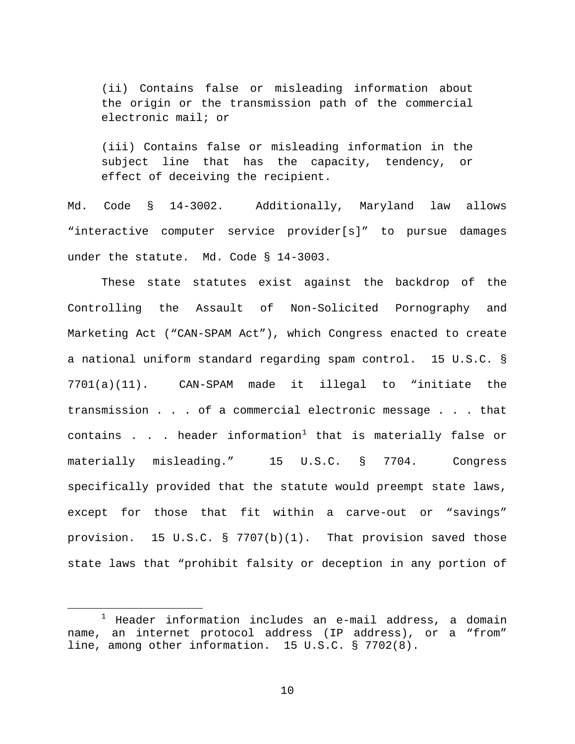(ii) Contains false or misleading information about the origin or the transmission path of the commercial electronic mail; or

(iii) Contains false or misleading information in the subject line that has the capacity, tendency, or effect of deceiving the recipient.

Md. Code § 14-3002. Additionally, Maryland law allows "interactive computer service provider[s]" to pursue damages under the statute. Md. Code § 14-3003.

These state statutes exist against the backdrop of the Controlling the Assault of Non-Solicited Pornography and Marketing Act ("CAN-SPAM Act"), which Congress enacted to create a national uniform standard regarding spam control. 15 U.S.C. § 7701(a)(11). CAN-SPAM made it illegal to "initiate the transmission . . . of a commercial electronic message . . . that contains . . . header information[1] that is materially false or materially misleading." 15 U.S.C. § 7704. Congress specifically provided that the statute would preempt state laws, except for those that fit within a carve-out or "savings" provision. 15 U.S.C. § 7707(b)(1). That provision saved those state laws that "prohibit falsity or deception in any portion of

---

[1] Header information includes an e-mail address, a domain name, an internet protocol address (IP address), or a "from" line, among other information. 15 U.S.C. § 7702(8).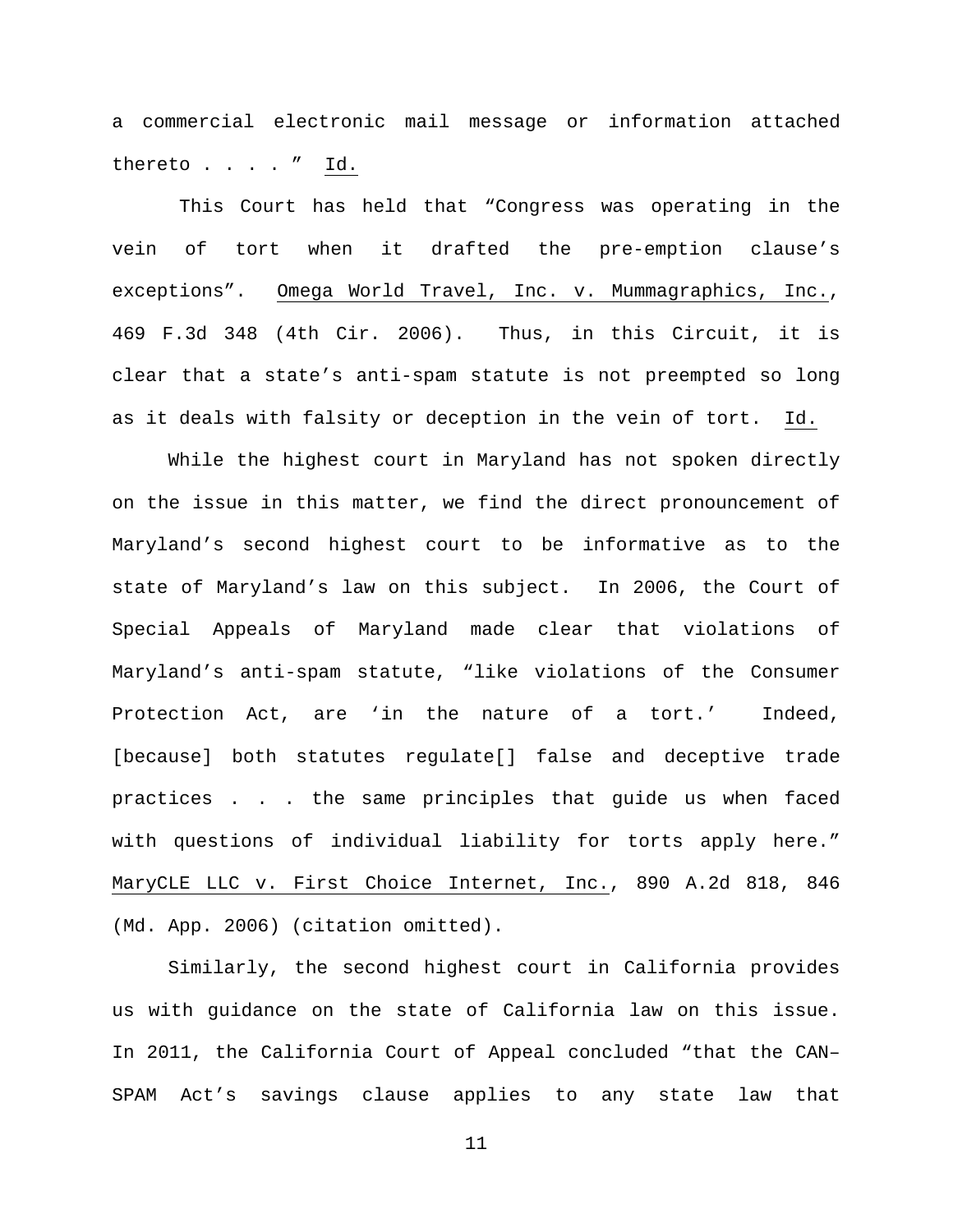a commercial electronic mail message or information attached thereto . . . . " Id.

This Court has held that "Congress was operating in the vein of tort when it drafted the pre-emption clause's exceptions". Omega World Travel, Inc. v. Mummagraphics, Inc., 469 F.3d 348 (4th Cir. 2006). Thus, in this Circuit, it is clear that a state's anti-spam statute is not preempted so long as it deals with falsity or deception in the vein of tort. Id.

While the highest court in Maryland has not spoken directly on the issue in this matter, we find the direct pronouncement of Maryland's second highest court to be informative as to the state of Maryland's law on this subject. In 2006, the Court of Special Appeals of Maryland made clear that violations of Maryland's anti-spam statute, "like violations of the Consumer Protection Act, are 'in the nature of a tort.' Indeed, [because] both statutes regulate[] false and deceptive trade practices . . . the same principles that guide us when faced with questions of individual liability for torts apply here." MaryCLE LLC v. First Choice Internet, Inc., 890 A.2d 818, 846 (Md. App. 2006) (citation omitted).

Similarly, the second highest court in California provides us with guidance on the state of California law on this issue. In 2011, the California Court of Appeal concluded "that the CAN–SPAM Act's savings clause applies to any state law that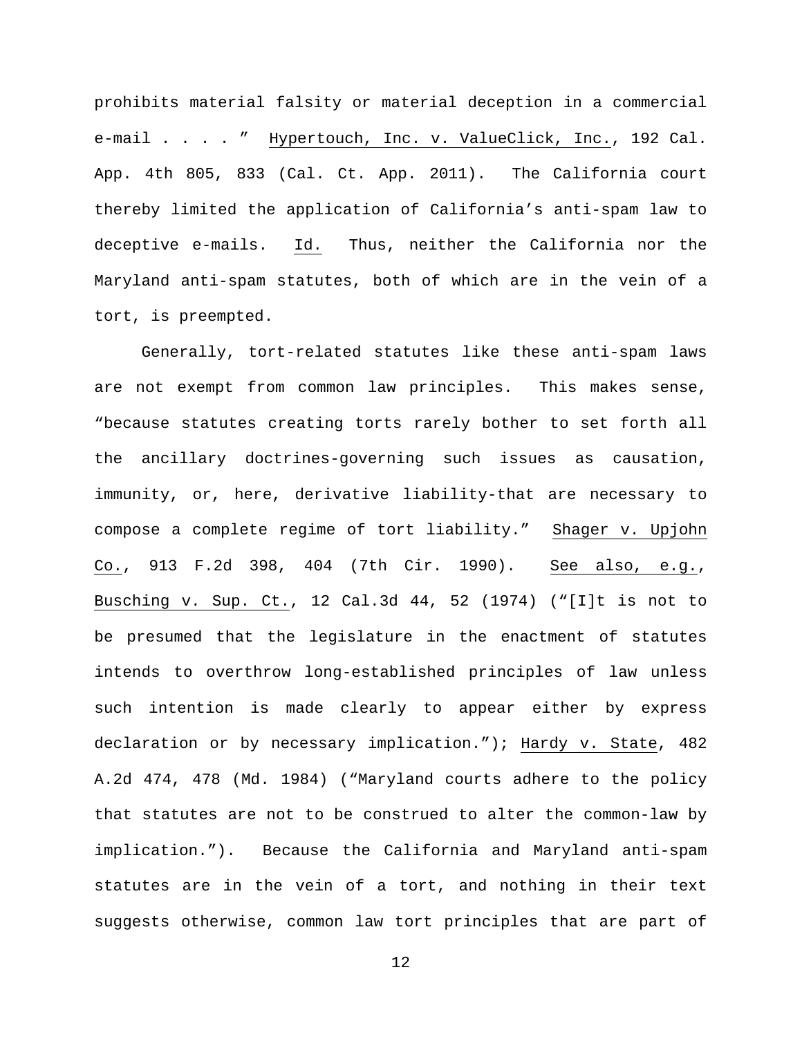prohibits material falsity or material deception in a commercial e-mail . . . . " Hypertouch, Inc. v. ValueClick, Inc., 192 Cal. App. 4th 805, 833 (Cal. Ct. App. 2011). The California court thereby limited the application of California's anti-spam law to deceptive e-mails. Id. Thus, neither the California nor the Maryland anti-spam statutes, both of which are in the vein of a tort, is preempted.

Generally, tort-related statutes like these anti-spam laws are not exempt from common law principles. This makes sense, "because statutes creating torts rarely bother to set forth all the ancillary doctrines-governing such issues as causation, immunity, or, here, derivative liability-that are necessary to compose a complete regime of tort liability." Shager v. Upjohn Co., 913 F.2d 398, 404 (7th Cir. 1990). See also, e.g., Busching v. Sup. Ct., 12 Cal.3d 44, 52 (1974) ("[I]t is not to be presumed that the legislature in the enactment of statutes intends to overthrow long-established principles of law unless such intention is made clearly to appear either by express declaration or by necessary implication."); Hardy v. State, 482 A.2d 474, 478 (Md. 1984) ("Maryland courts adhere to the policy that statutes are not to be construed to alter the common-law by implication."). Because the California and Maryland anti-spam statutes are in the vein of a tort, and nothing in their text suggests otherwise, common law tort principles that are part of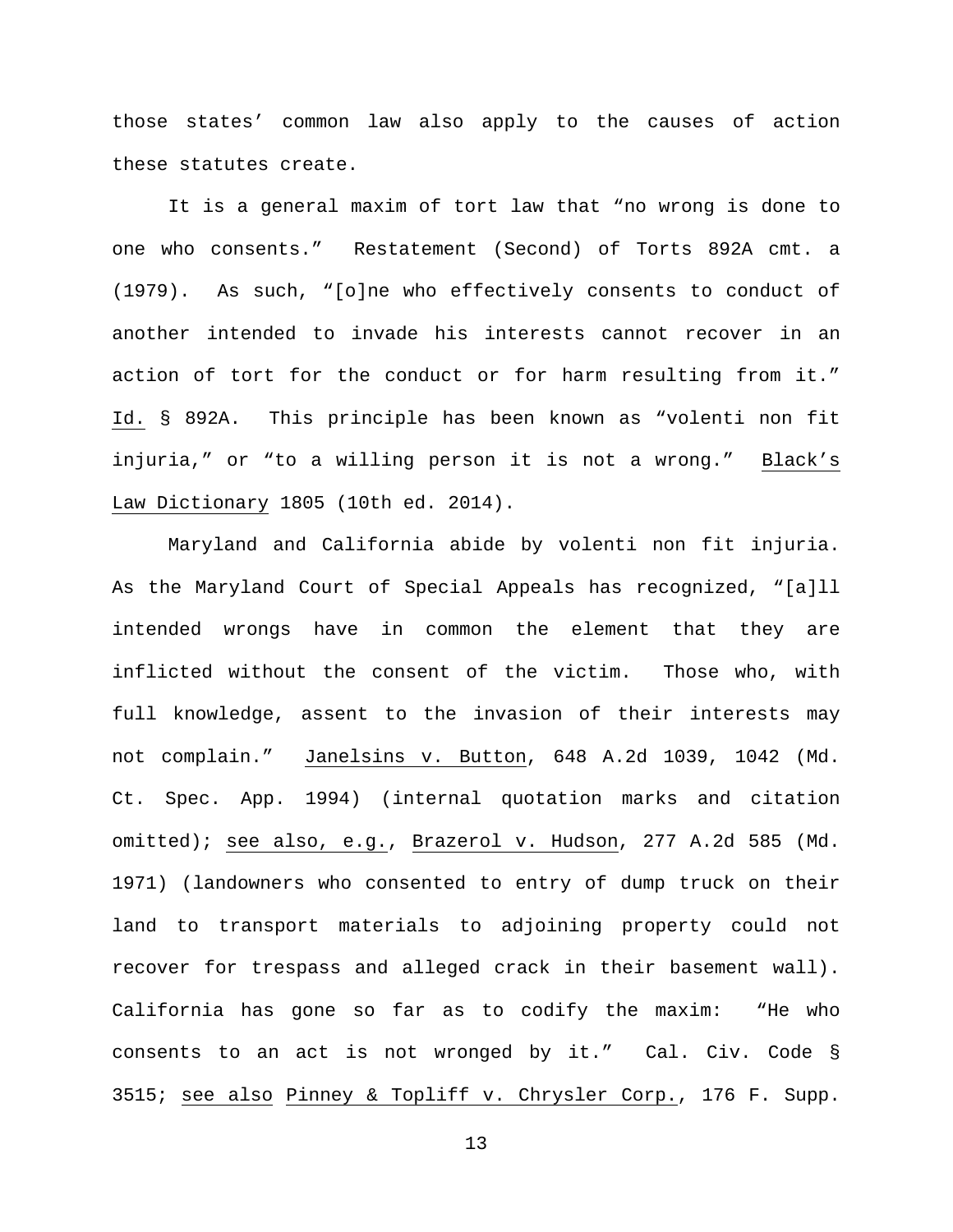those states' common law also apply to the causes of action these statutes create.

It is a general maxim of tort law that "no wrong is done to one who consents." Restatement (Second) of Torts 892A cmt. a (1979). As such, "[o]ne who effectively consents to conduct of another intended to invade his interests cannot recover in an action of tort for the conduct or for harm resulting from it." Id. § 892A. This principle has been known as "volenti non fit injuria," or "to a willing person it is not a wrong." Black's Law Dictionary 1805 (10th ed. 2014).

Maryland and California abide by volenti non fit injuria. As the Maryland Court of Special Appeals has recognized, "[a]ll intended wrongs have in common the element that they are inflicted without the consent of the victim. Those who, with full knowledge, assent to the invasion of their interests may not complain." Janelsins v. Button, 648 A.2d 1039, 1042 (Md. Ct. Spec. App. 1994) (internal quotation marks and citation omitted); see also, e.g., Brazerol v. Hudson, 277 A.2d 585 (Md. 1971) (landowners who consented to entry of dump truck on their land to transport materials to adjoining property could not recover for trespass and alleged crack in their basement wall). California has gone so far as to codify the maxim: "He who consents to an act is not wronged by it." Cal. Civ. Code § 3515; see also Pinney & Topliff v. Chrysler Corp., 176 F. Supp.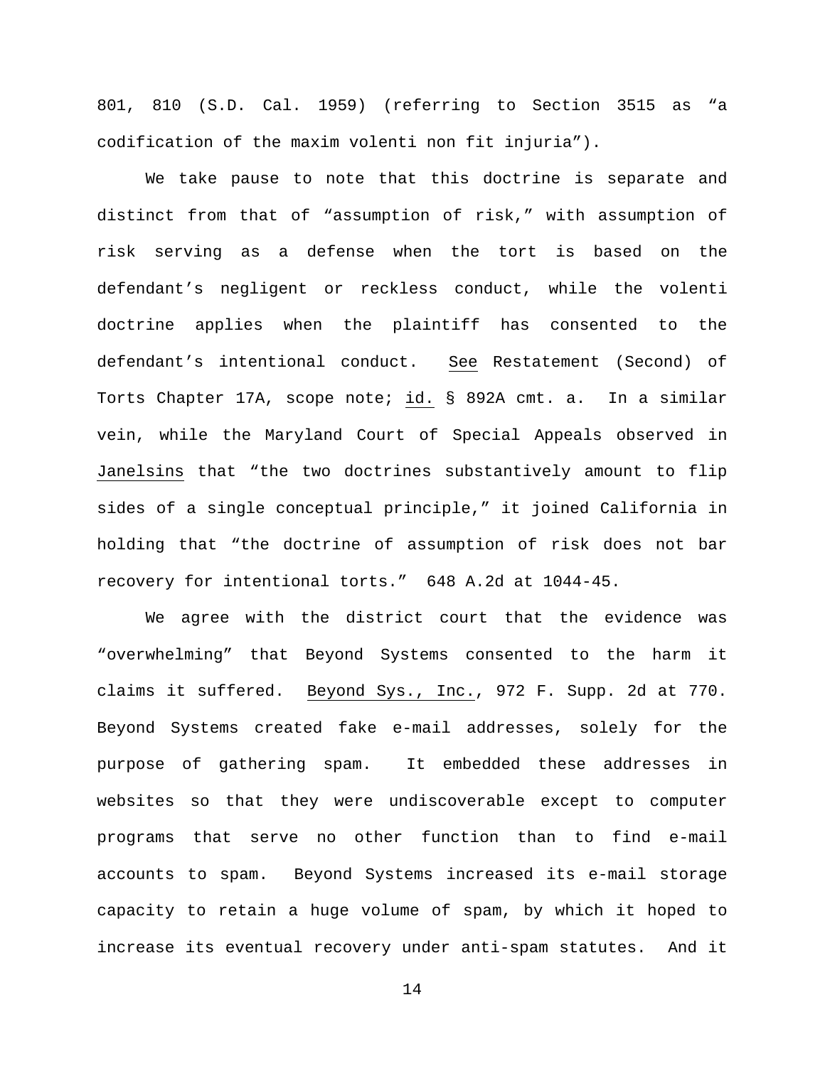801, 810 (S.D. Cal. 1959) (referring to Section 3515 as "a codification of the maxim volenti non fit injuria").

We take pause to note that this doctrine is separate and distinct from that of "assumption of risk," with assumption of risk serving as a defense when the tort is based on the defendant's negligent or reckless conduct, while the volenti doctrine applies when the plaintiff has consented to the defendant's intentional conduct. See Restatement (Second) of Torts Chapter 17A, scope note; id. § 892A cmt. a. In a similar vein, while the Maryland Court of Special Appeals observed in Janelsins that "the two doctrines substantively amount to flip sides of a single conceptual principle," it joined California in holding that "the doctrine of assumption of risk does not bar recovery for intentional torts." 648 A.2d at 1044-45.

We agree with the district court that the evidence was "overwhelming" that Beyond Systems consented to the harm it claims it suffered. Beyond Sys., Inc., 972 F. Supp. 2d at 770. Beyond Systems created fake e-mail addresses, solely for the purpose of gathering spam. It embedded these addresses in websites so that they were undiscoverable except to computer programs that serve no other function than to find e-mail accounts to spam. Beyond Systems increased its e-mail storage capacity to retain a huge volume of spam, by which it hoped to increase its eventual recovery under anti-spam statutes. And it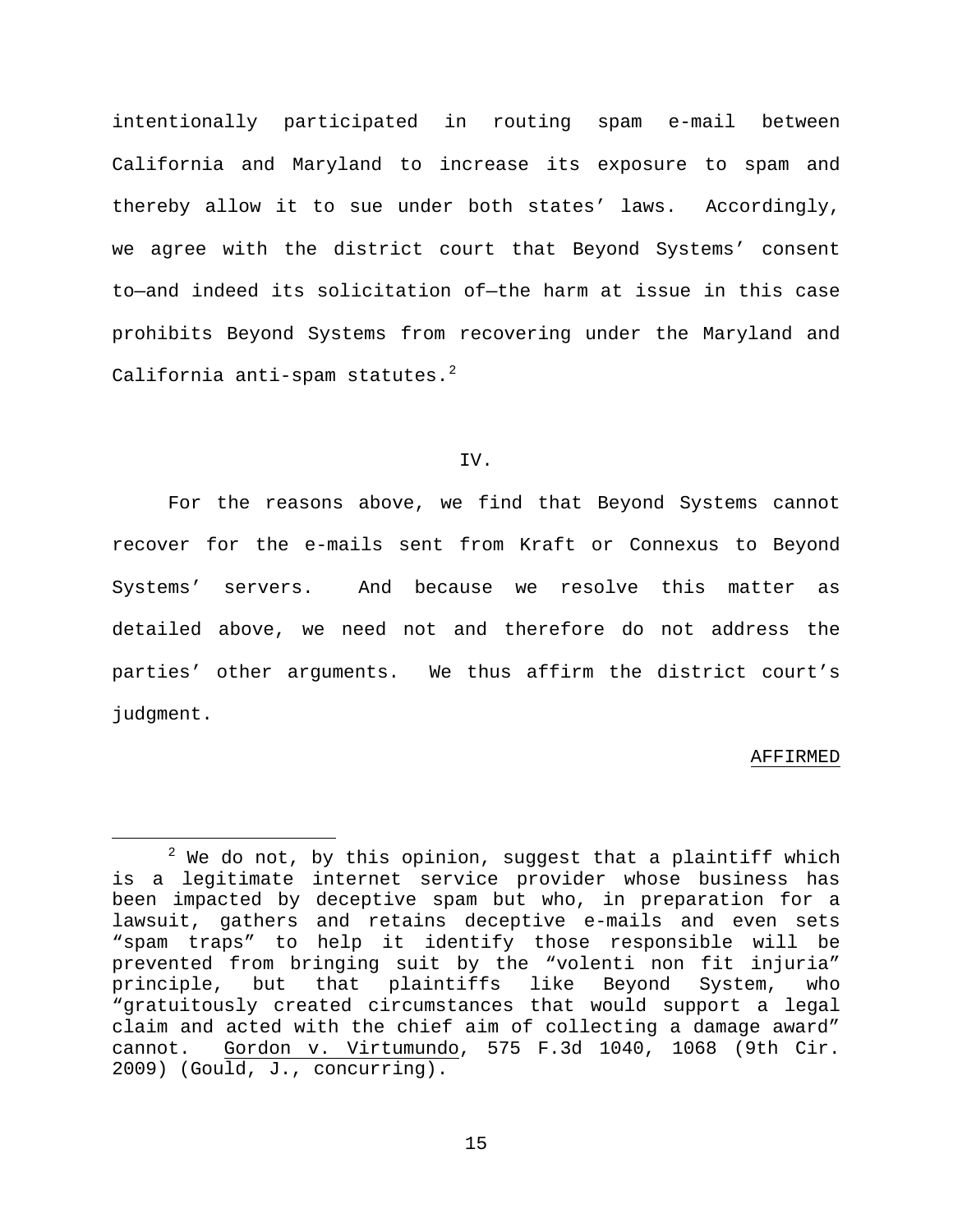intentionally participated in routing spam e-mail between California and Maryland to increase its exposure to spam and thereby allow it to sue under both states' laws. Accordingly, we agree with the district court that Beyond Systems' consent to—and indeed its solicitation of—the harm at issue in this case prohibits Beyond Systems from recovering under the Maryland and California anti-spam statutes.[2]

IV.

For the reasons above, we find that Beyond Systems cannot recover for the e-mails sent from Kraft or Connexus to Beyond Systems' servers. And because we resolve this matter as detailed above, we need not and therefore do not address the parties' other arguments. We thus affirm the district court's judgment.

AFFIRMED

[2] We do not, by this opinion, suggest that a plaintiff which is a legitimate internet service provider whose business has been impacted by deceptive spam but who, in preparation for a lawsuit, gathers and retains deceptive e-mails and even sets "spam traps" to help it identify those responsible will be prevented from bringing suit by the "volenti non fit injuria" principle, but that plaintiffs like Beyond System, who "gratuitously created circumstances that would support a legal claim and acted with the chief aim of collecting a damage award" cannot. Gordon v. Virtumundo, 575 F.3d 1040, 1068 (9th Cir. 2009) (Gould, J., concurring).